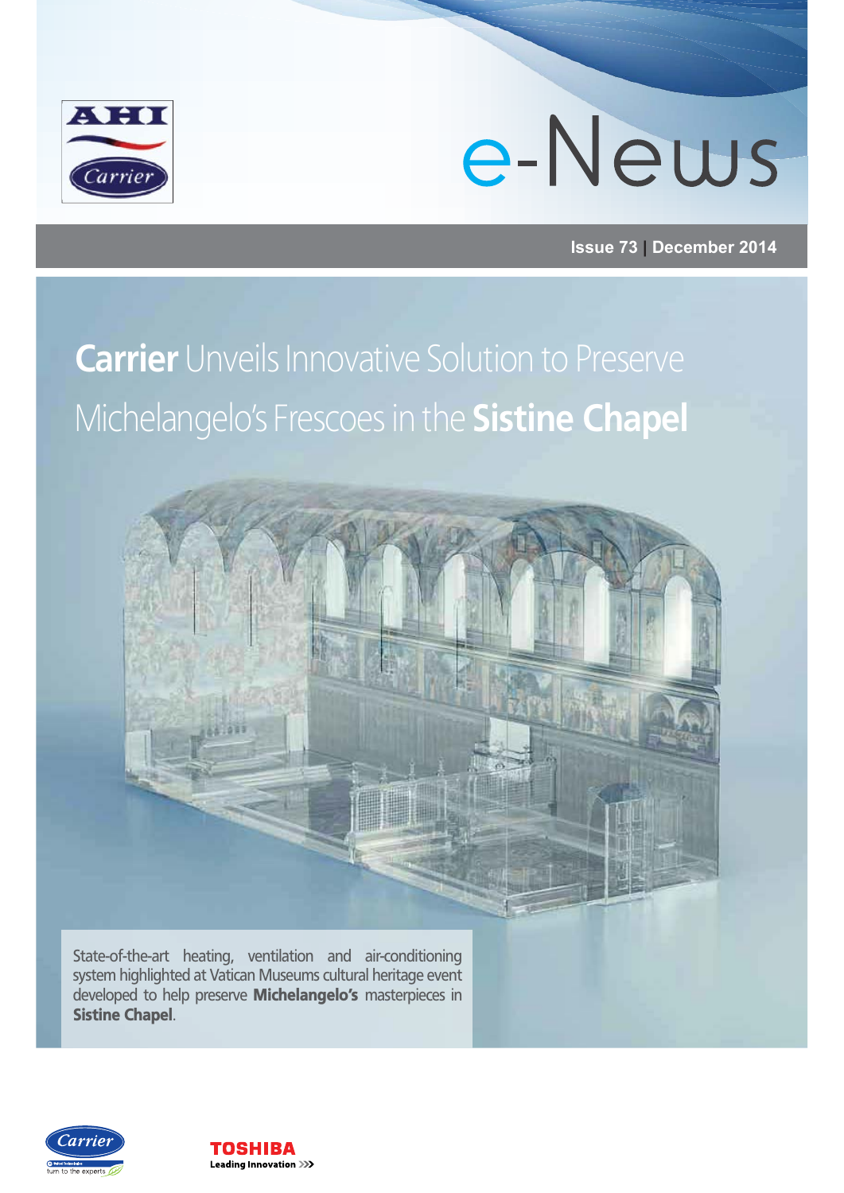# e-News

Issue 73 | December 2014

## **Carrier** Unveils Innovative Solution to Preserve Michelangelo's Frescoes in the **Sistine Chapel**

State-of-the-art heating, ventilation and air-conditioning system highlighted at Vatican Museums cultural heritage event developed to help preserve **Michelangelo's** masterpieces in **Sistine Chapel**.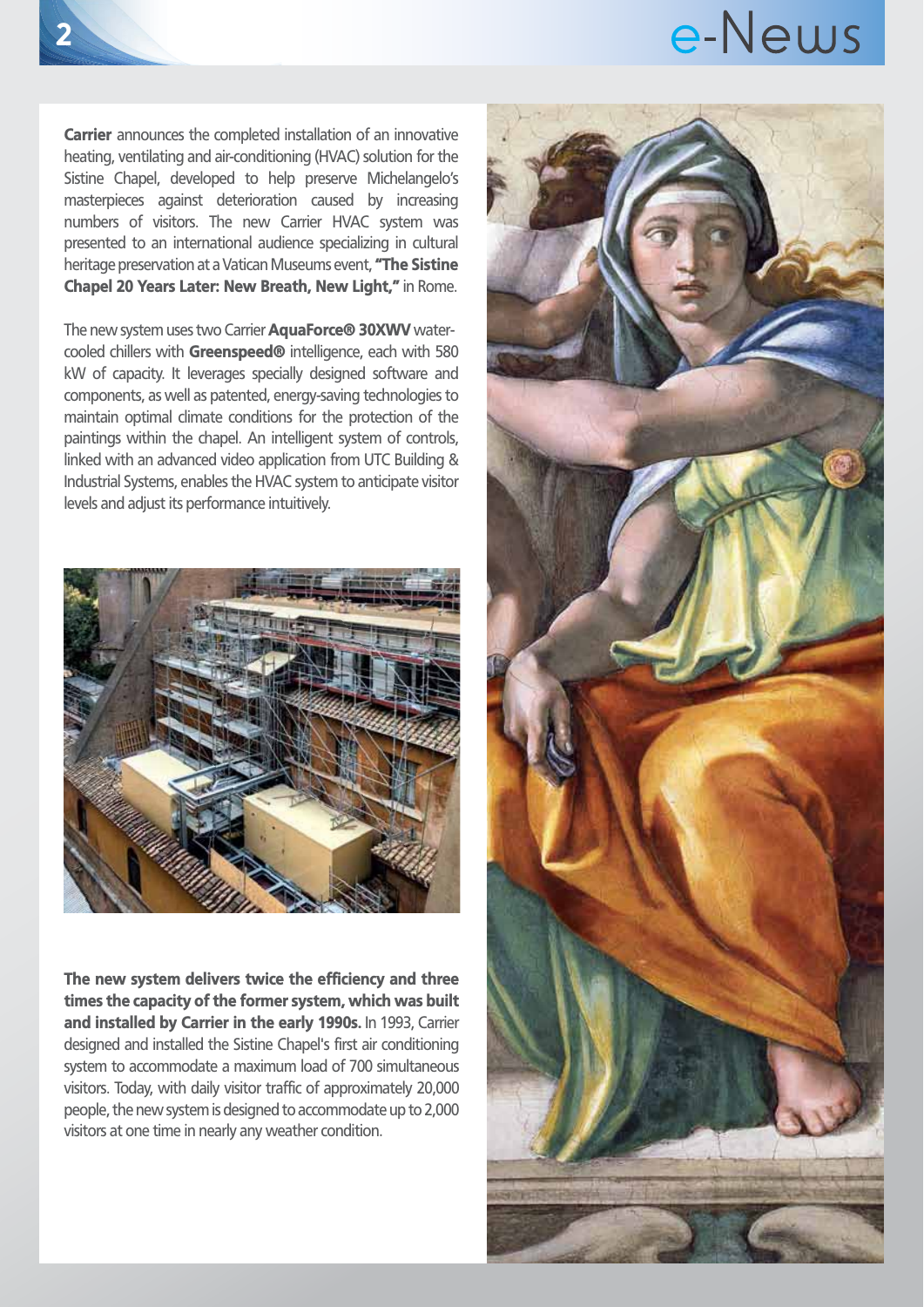**Carrier** announces the completed installation of an innovative heating, ventilating and air-conditioning (HVAC) solution for the Sistine Chapel, developed to help preserve Michelangelo's masterpieces against deterioration caused by increasing numbers of visitors. The new Carrier HVAC system was presented to an international audience specializing in cultural heritage preservation at a Vatican Museums event, **"The Sistine Chapel 20 Years Later: New Breath, New Light,"** in Rome.

The new system uses two Carrier **AquaForce® 30XWV** water-cooled chillers with **Greenspeed®** intelligence, each with 580 kW of capacity. It leverages specially designed software and components, as well as patented, energy-saving technologies to maintain optimal climate conditions for the protection of the paintings within the chapel. An intelligent system of controls, linked with an advanced video application from UTC Building & Industrial Systems, enables the HVAC system to anticipate visitor levels and adjust its performance intuitively.

**The new system delivers twice the efficiency and three times the capacity of the former system, which was built and installed by Carrier in the early 1990s.** In 1993, Carrier designed and installed the Sistine Chapel's first air conditioning system to accommodate a maximum load of 700 simultaneous visitors. Today, with daily visitor traffic of approximately 20,000 people, the new system is designed to accommodate up to 2,000 visitors at one time in nearly any weather condition.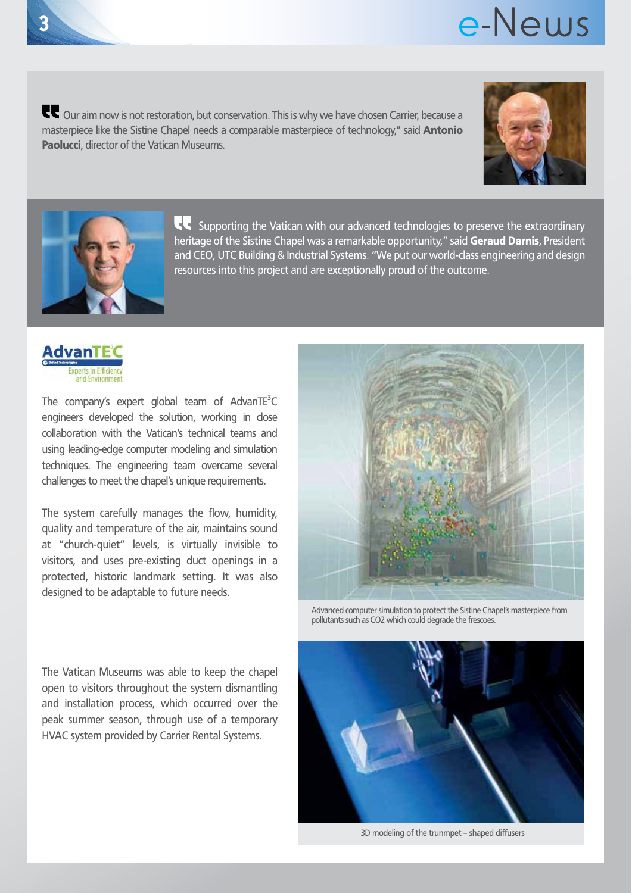"Our aim now is not restoration, but conservation. This is why we have chosen Carrier, because a masterpiece like the Sistine Chapel needs a comparable masterpiece of technology," said **Antonio Paolucci**, director of the Vatican Museums.

"Supporting the Vatican with our advanced technologies to preserve the extraordinary heritage of the Sistine Chapel was a remarkable opportunity," said **Geraud Darnis**, President and CEO, UTC Building & Industrial Systems. "We put our world-class engineering and design resources into this project and are exceptionally proud of the outcome.

AdvanTE$^3$C
Experts in Efficiency and Environment

The company's expert global team of AdvanTE$^3$C engineers developed the solution, working in close collaboration with the Vatican's technical teams and using leading-edge computer modeling and simulation techniques. The engineering team overcame several challenges to meet the chapel's unique requirements.

The system carefully manages the flow, humidity, quality and temperature of the air, maintains sound at "church-quiet" levels, is virtually invisible to visitors, and uses pre-existing duct openings in a protected, historic landmark setting. It was also designed to be adaptable to future needs.

The Vatican Museums was able to keep the chapel open to visitors throughout the system dismantling and installation process, which occurred over the peak summer season, through use of a temporary HVAC system provided by Carrier Rental Systems.

Advanced computer simulation to protect the Sistine Chapel's masterpiece from pollutants such as CO2 which could degrade the frescoes.

3D modeling of the trunmpet – shaped diffusers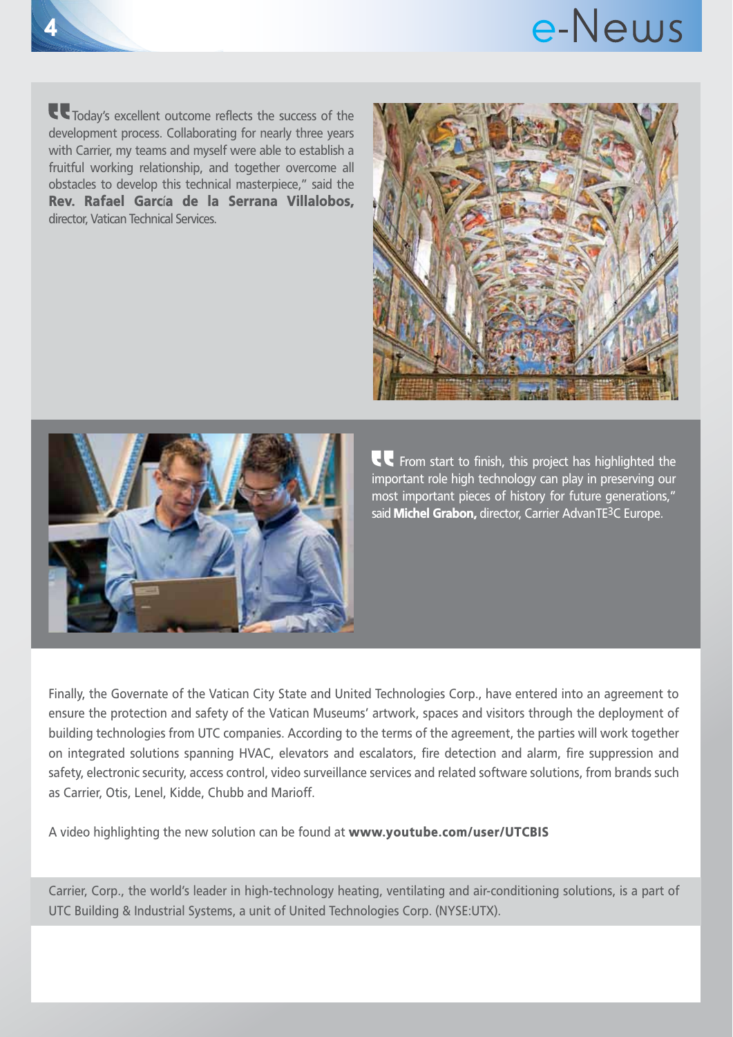“Today’s excellent outcome reflects the success of the development process. Collaborating for nearly three years with Carrier, my teams and myself were able to establish a fruitful working relationship, and together overcome all obstacles to develop this technical masterpiece,” said the **Rev. Rafael García de la Serrana Villalobos,** director, Vatican Technical Services.

“From start to finish, this project has highlighted the important role high technology can play in preserving our most important pieces of history for future generations,” said **Michel Grabon,** director, Carrier AdvanTE3C Europe.

Finally, the Governate of the Vatican City State and United Technologies Corp., have entered into an agreement to ensure the protection and safety of the Vatican Museums’ artwork, spaces and visitors through the deployment of building technologies from UTC companies. According to the terms of the agreement, the parties will work together on integrated solutions spanning HVAC, elevators and escalators, fire detection and alarm, fire suppression and safety, electronic security, access control, video surveillance services and related software solutions, from brands such as Carrier, Otis, Lenel, Kidde, Chubb and Marioff.

A video highlighting the new solution can be found at **www.youtube.com/user/UTCBIS**

Carrier, Corp., the world’s leader in high-technology heating, ventilating and air-conditioning solutions, is a part of UTC Building & Industrial Systems, a unit of United Technologies Corp. (NYSE:UTX).